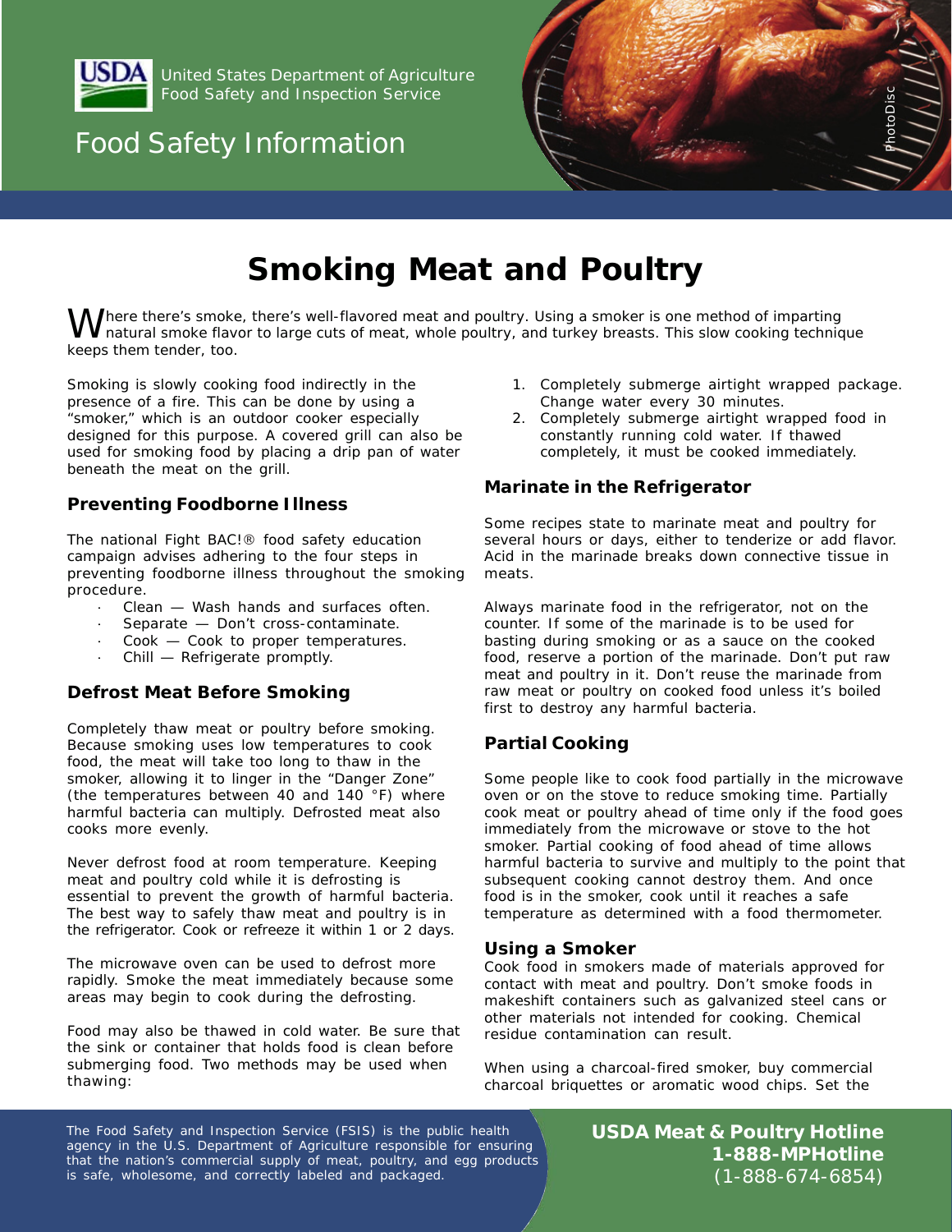United States Department of Agriculture
Food Safety and Inspection Service

Food Safety Information

# Smoking Meat and Poultry

Where there's smoke, there's well-flavored meat and poultry. Using a smoker is one method of imparting natural smoke flavor to large cuts of meat, whole poultry, and turkey breasts. This slow cooking technique keeps them tender, too.

Smoking is slowly cooking food indirectly in the presence of a fire. This can be done by using a "smoker," which is an outdoor cooker especially designed for this purpose. A covered grill can also be used for smoking food by placing a drip pan of water beneath the meat on the grill.

## Preventing Foodborne Illness

The national Fight BAC!® food safety education campaign advises adhering to the four steps in preventing foodborne illness throughout the smoking procedure.

- Clean — Wash hands and surfaces often.
- Separate — Don't cross-contaminate.
- Cook — Cook to proper temperatures.
- Chill — Refrigerate promptly.

## Defrost Meat Before Smoking

Completely thaw meat or poultry before smoking. Because smoking uses low temperatures to cook food, the meat will take too long to thaw in the smoker, allowing it to linger in the "Danger Zone" (the temperatures between 40 and 140 °F) where harmful bacteria can multiply. Defrosted meat also cooks more evenly.

Never defrost food at room temperature. Keeping meat and poultry cold while it is defrosting is essential to prevent the growth of harmful bacteria. The best way to safely thaw meat and poultry is in the refrigerator. Cook or refreeze it within 1 or 2 days.

The microwave oven can be used to defrost more rapidly. Smoke the meat immediately because some areas may begin to cook during the defrosting.

Food may also be thawed in cold water. Be sure that the sink or container that holds food is clean before submerging food. Two methods may be used when thawing:

1. Completely submerge airtight wrapped package. Change water every 30 minutes.
2. Completely submerge airtight wrapped food in constantly running cold water. If thawed completely, it must be cooked immediately.

## Marinate in the Refrigerator

Some recipes state to marinate meat and poultry for several hours or days, either to tenderize or add flavor. Acid in the marinade breaks down connective tissue in meats.

Always marinate food in the refrigerator, not on the counter. If some of the marinade is to be used for basting during smoking or as a sauce on the cooked food, reserve a portion of the marinade. Don't put raw meat and poultry in it. Don't reuse the marinade from raw meat or poultry on cooked food unless it's boiled first to destroy any harmful bacteria.

## Partial Cooking

Some people like to cook food partially in the microwave oven or on the stove to reduce smoking time. Partially cook meat or poultry ahead of time only if the food goes immediately from the microwave or stove to the hot smoker. Partial cooking of food ahead of time allows harmful bacteria to survive and multiply to the point that subsequent cooking cannot destroy them. And once food is in the smoker, cook until it reaches a safe temperature as determined with a food thermometer.

## Using a Smoker

Cook food in smokers made of materials approved for contact with meat and poultry. Don't smoke foods in makeshift containers such as galvanized steel cans or other materials not intended for cooking. Chemical residue contamination can result.

When using a charcoal-fired smoker, buy commercial charcoal briquettes or aromatic wood chips. Set the

The Food Safety and Inspection Service (FSIS) is the public health agency in the U.S. Department of Agriculture responsible for ensuring that the nation's commercial supply of meat, poultry, and egg products is safe, wholesome, and correctly labeled and packaged.

**USDA Meat & Poultry Hotline**
**1-888-MPHotline**
(1-888-674-6854)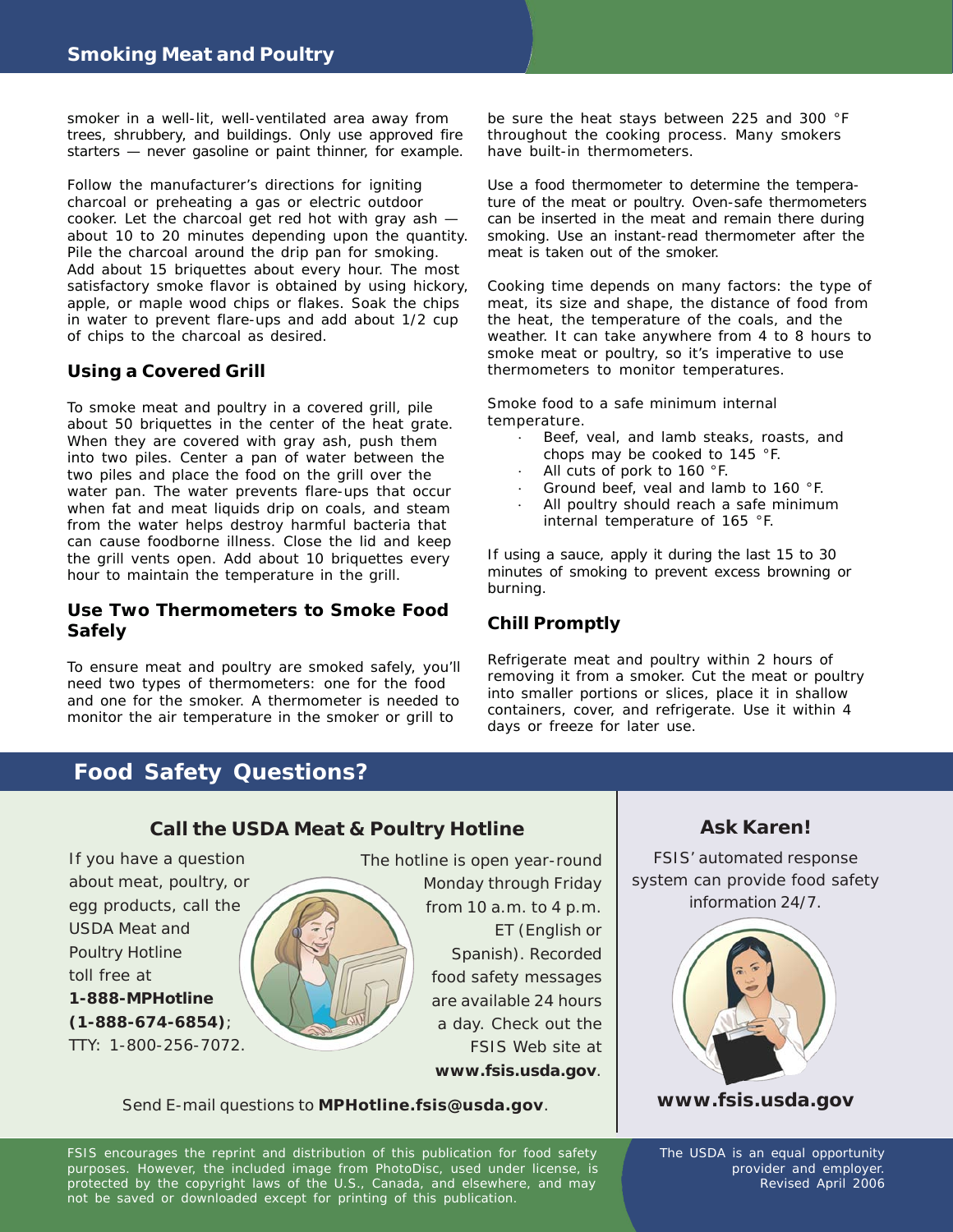smoker in a well-lit, well-ventilated area away from trees, shrubbery, and buildings. Only use approved fire starters — never gasoline or paint thinner, for example.

Follow the manufacturer's directions for igniting charcoal or preheating a gas or electric outdoor cooker. Let the charcoal get red hot with gray ash — about 10 to 20 minutes depending upon the quantity. Pile the charcoal around the drip pan for smoking. Add about 15 briquettes about every hour. The most satisfactory smoke flavor is obtained by using hickory, apple, or maple wood chips or flakes. Soak the chips in water to prevent flare-ups and add about 1/2 cup of chips to the charcoal as desired.

### Using a Covered Grill

To smoke meat and poultry in a covered grill, pile about 50 briquettes in the center of the heat grate. When they are covered with gray ash, push them into two piles. Center a pan of water between the two piles and place the food on the grill over the water pan. The water prevents flare-ups that occur when fat and meat liquids drip on coals, and steam from the water helps destroy harmful bacteria that can cause foodborne illness. Close the lid and keep the grill vents open. Add about 10 briquettes every hour to maintain the temperature in the grill.

### Use Two Thermometers to Smoke Food Safely

To ensure meat and poultry are smoked safely, you'll need two types of thermometers: one for the food and one for the smoker. A thermometer is needed to monitor the air temperature in the smoker or grill to be sure the heat stays between 225 and 300 °F throughout the cooking process. Many smokers have built-in thermometers.

Use a food thermometer to determine the temperature of the meat or poultry. Oven-safe thermometers can be inserted in the meat and remain there during smoking. Use an instant-read thermometer after the meat is taken out of the smoker.

Cooking time depends on many factors: the type of meat, its size and shape, the distance of food from the heat, the temperature of the coals, and the weather. It can take anywhere from 4 to 8 hours to smoke meat or poultry, so it's imperative to use thermometers to monitor temperatures.

Smoke food to a safe minimum internal temperature.

- Beef, veal, and lamb steaks, roasts, and chops may be cooked to 145 °F.
- All cuts of pork to 160 °F.
- Ground beef, veal and lamb to 160 °F.
- All poultry should reach a safe minimum internal temperature of 165 °F.

If using a sauce, apply it during the last 15 to 30 minutes of smoking to prevent excess browning or burning.

### Chill Promptly

Refrigerate meat and poultry within 2 hours of removing it from a smoker. Cut the meat or poultry into smaller portions or slices, place it in shallow containers, cover, and refrigerate. Use it within 4 days or freeze for later use.

## Food Safety Questions?

### Call the USDA Meat & Poultry Hotline

If you have a question about meat, poultry, or egg products, call the USDA Meat and Poultry Hotline toll free at **1-888-MPHotline (1-888-674-6854)**; TTY: 1-800-256-7072.

The hotline is open year-round Monday through Friday from 10 a.m. to 4 p.m. ET (English or Spanish). Recorded food safety messages are available 24 hours a day. Check out the FSIS Web site at **www.fsis.usda.gov**.

Send E-mail questions to **MPHotline.fsis@usda.gov**.

### Ask Karen!

FSIS' automated response system can provide food safety information 24/7.

**www.fsis.usda.gov**

FSIS encourages the reprint and distribution of this publication for food safety purposes. However, the included image from PhotoDisc, used under license, is protected by the copyright laws of the U.S., Canada, and elsewhere, and may not be saved or downloaded except for printing of this publication.

The USDA is an equal opportunity provider and employer.
Revised April 2006